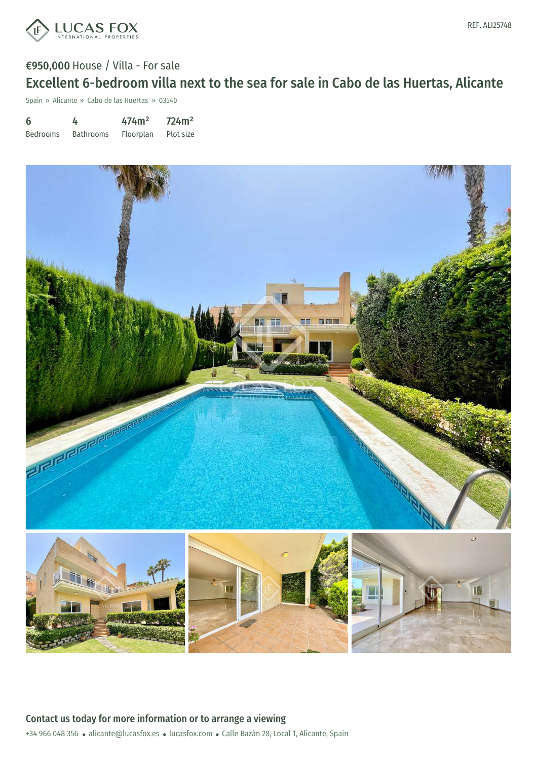REF. ALI25748

**€950,000** House / Villa - For sale

# Excellent 6-bedroom villa next to the sea for sale in Cabo de las Huertas, Alicante

Spain » Alicante » Cabo de las Huertas » 03540

| 6 | 4 | 474m² | 724m² |
|---|---|---|---|
| Bedrooms | Bathrooms | Floorplan | Plot size |

## Contact us today for more information or to arrange a viewing

+34 966 048 356 • alicante@lucasfox.es • lucasfox.com • Calle Bazán 28, Local 1, Alicante, Spain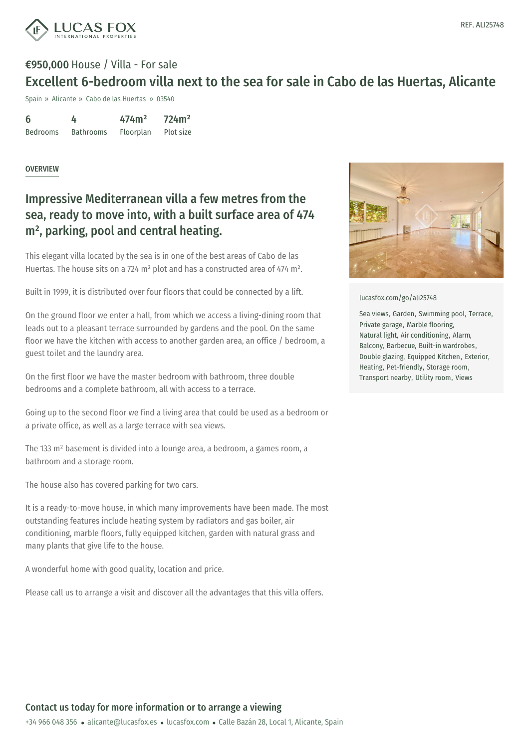REF. ALI25748

**€950,000** House / Villa - For sale

# Excellent 6-bedroom villa next to the sea for sale in Cabo de las Huertas, Alicante

Spain » Alicante » Cabo de las Huertas » 03540

| 6 | 4 | 474m² | 724m² |
|---|---|---|---|
| Bedrooms | Bathrooms | Floorplan | Plot size |

OVERVIEW

## Impressive Mediterranean villa a few metres from the sea, ready to move into, with a built surface area of 474 m², parking, pool and central heating.

This elegant villa located by the sea is in one of the best areas of Cabo de las Huertas. The house sits on a 724 m² plot and has a constructed area of 474 m².

Built in 1999, it is distributed over four floors that could be connected by a lift.

On the ground floor we enter a hall, from which we access a living-dining room that leads out to a pleasant terrace surrounded by gardens and the pool. On the same floor we have the kitchen with access to another garden area, an office / bedroom, a guest toilet and the laundry area.

On the first floor we have the master bedroom with bathroom, three double bedrooms and a complete bathroom, all with access to a terrace.

Going up to the second floor we find a living area that could be used as a bedroom or a private office, as well as a large terrace with sea views.

The 133 m² basement is divided into a lounge area, a bedroom, a games room, a bathroom and a storage room.

The house also has covered parking for two cars.

It is a ready-to-move house, in which many improvements have been made. The most outstanding features include heating system by radiators and gas boiler, air conditioning, marble floors, fully equipped kitchen, garden with natural grass and many plants that give life to the house.

A wonderful home with good quality, location and price.

Please call us to arrange a visit and discover all the advantages that this villa offers.

lucasfox.com/go/ali25748

Sea views, Garden, Swimming pool, Terrace, Private garage, Marble flooring, Natural light, Air conditioning, Alarm, Balcony, Barbecue, Built-in wardrobes, Double glazing, Equipped Kitchen, Exterior, Heating, Pet-friendly, Storage room, Transport nearby, Utility room, Views

**Contact us today for more information or to arrange a viewing**

+34 966 048 356 • alicante@lucasfox.es • lucasfox.com • Calle Bazán 28, Local 1, Alicante, Spain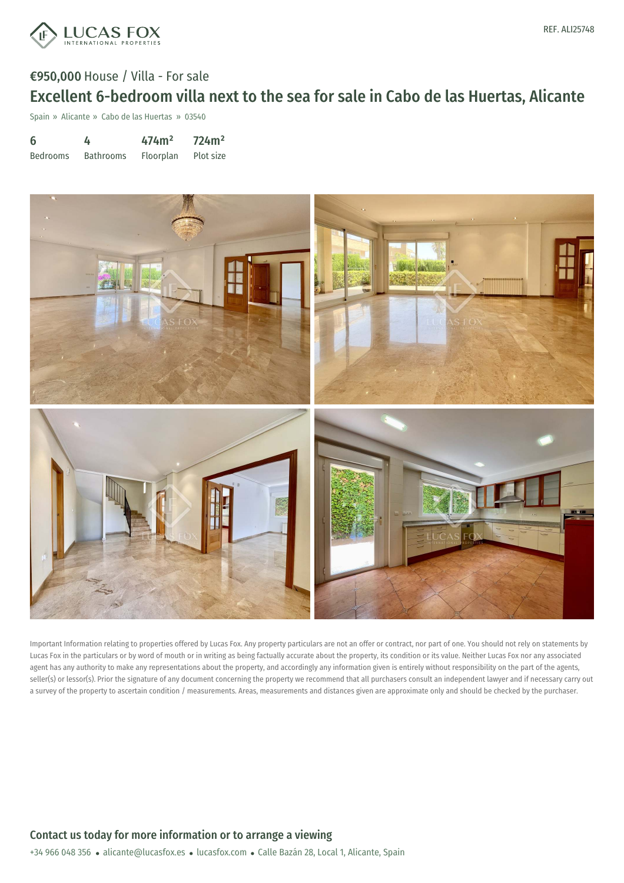REF. ALI25748

**€950,000** House / Villa - For sale

# Excellent 6-bedroom villa next to the sea for sale in Cabo de las Huertas, Alicante

Spain » Alicante » Cabo de las Huertas » 03540

| 6 | 4 | 474m² | 724m² |
| --- | --- | --- | --- |
| Bedrooms | Bathrooms | Floorplan | Plot size |

Important Information relating to properties offered by Lucas Fox. Any property particulars are not an offer or contract, nor part of one. You should not rely on statements by Lucas Fox in the particulars or by word of mouth or in writing as being factually accurate about the property, its condition or its value. Neither Lucas Fox nor any associated agent has any authority to make any representations about the property, and accordingly any information given is entirely without responsibility on the part of the agents, seller(s) or lessor(s). Prior the signature of any document concerning the property we recommend that all purchasers consult an independent lawyer and if necessary carry out a survey of the property to ascertain condition / measurements. Areas, measurements and distances given are approximate only and should be checked by the purchaser.

## Contact us today for more information or to arrange a viewing

+34 966 048 356 • alicante@lucasfox.es • lucasfox.com • Calle Bazán 28, Local 1, Alicante, Spain